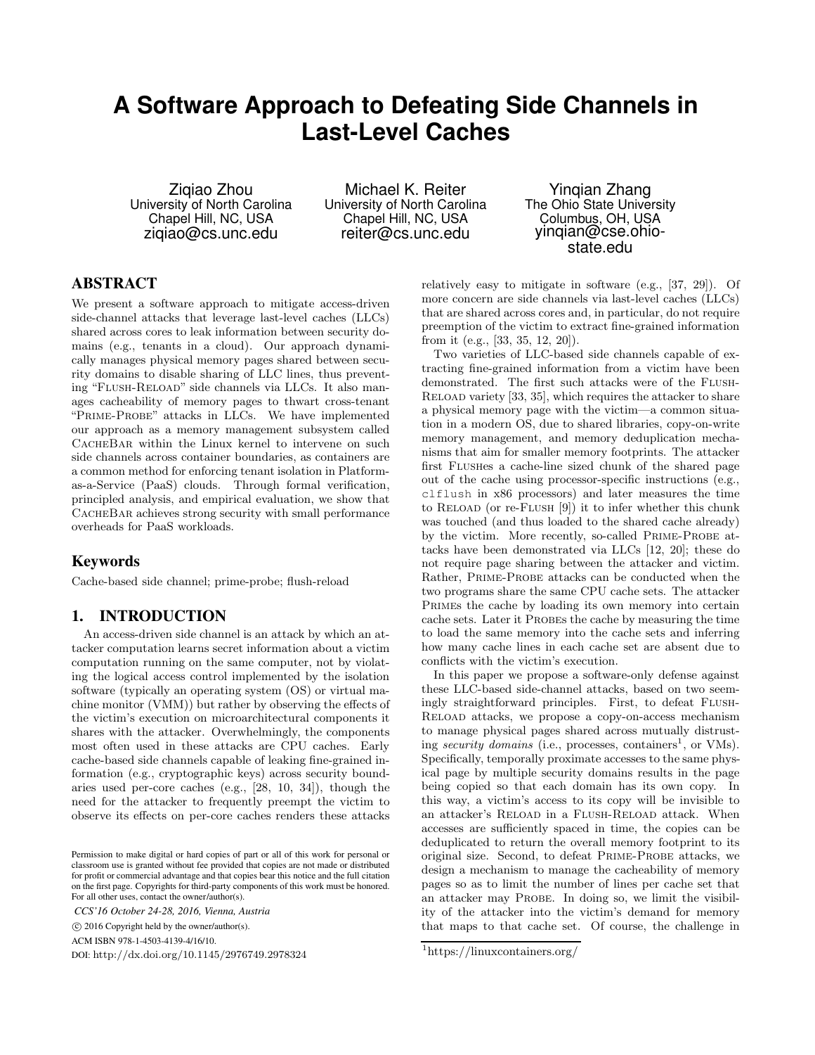# A Software Approach to Defeating Side Channels in Last-Level Caches

Ziqiao Zhou
University of North Carolina
Chapel Hill, NC, USA
ziqiao@cs.unc.edu

Michael K. Reiter
University of North Carolina
Chapel Hill, NC, USA
reiter@cs.unc.edu

Yinqian Zhang
The Ohio State University
Columbus, OH, USA
yinqian@cse.ohio-state.edu

## ABSTRACT

We present a software approach to mitigate access-driven side-channel attacks that leverage last-level caches (LLCs) shared across cores to leak information between security domains (e.g., tenants in a cloud). Our approach dynamically manages physical memory pages shared between security domains to disable sharing of LLC lines, thus preventing "FLUSH-RELOAD" side channels via LLCs. It also manages cacheability of memory pages to thwart cross-tenant "PRIME-PROBE" attacks in LLCs. We have implemented our approach as a memory management subsystem called CACHEBAR within the Linux kernel to intervene on such side channels across container boundaries, as containers are a common method for enforcing tenant isolation in Platform-as-a-Service (PaaS) clouds. Through formal verification, principled analysis, and empirical evaluation, we show that CACHEBAR achieves strong security with small performance overheads for PaaS workloads.

## Keywords

Cache-based side channel; prime-probe; flush-reload

## 1. INTRODUCTION

An access-driven side channel is an attack by which an attacker computation learns secret information about a victim computation running on the same computer, not by violating the logical access control implemented by the isolation software (typically an operating system (OS) or virtual machine monitor (VMM)) but rather by observing the effects of the victim's execution on microarchitectural components it shares with the attacker. Overwhelmingly, the components most often used in these attacks are CPU caches. Early cache-based side channels capable of leaking fine-grained information (e.g., cryptographic keys) across security boundaries used per-core caches (e.g., [28, 10, 34]), though the need for the attacker to frequently preempt the victim to observe its effects on per-core caches renders these attacks relatively easy to mitigate in software (e.g., [37, 29]). Of more concern are side channels via last-level caches (LLCs) that are shared across cores and, in particular, do not require preemption of the victim to extract fine-grained information from it (e.g., [33, 35, 12, 20]).

Two varieties of LLC-based side channels capable of extracting fine-grained information from a victim have been demonstrated. The first such attacks were of the FLUSH-RELOAD variety [33, 35], which requires the attacker to share a physical memory page with the victim—a common situation in a modern OS, due to shared libraries, copy-on-write memory management, and memory deduplication mechanisms that aim for smaller memory footprints. The attacker first FLUSHes a cache-line sized chunk of the shared page out of the cache using processor-specific instructions (e.g., `clflush` in x86 processors) and later measures the time to RELOAD (or re-FLUSH [9]) it to infer whether this chunk was touched (and thus loaded to the shared cache already) by the victim. More recently, so-called PRIME-PROBE attacks have been demonstrated via LLCs [12, 20]; these do not require page sharing between the attacker and victim. Rather, PRIME-PROBE attacks can be conducted when the two programs share the same CPU cache sets. The attacker PRIMEs the cache by loading its own memory into certain cache sets. Later it PROBEs the cache by measuring the time to load the same memory into the cache sets and inferring how many cache lines in each cache set are absent due to conflicts with the victim's execution.

In this paper we propose a software-only defense against these LLC-based side-channel attacks, based on two seemingly straightforward principles. First, to defeat FLUSH-RELOAD attacks, we propose a copy-on-access mechanism to manage physical pages shared across mutually distrusting *security domains* (i.e., processes, containers[1], or VMs). Specifically, temporally proximate accesses to the same physical page by multiple security domains results in the page being copied so that each domain has its own copy. In this way, a victim's access to its copy will be invisible to an attacker's RELOAD in a FLUSH-RELOAD attack. When accesses are sufficiently spaced in time, the copies can be deduplicated to return the overall memory footprint to its original size. Second, to defeat PRIME-PROBE attacks, we design a mechanism to manage the cacheability of memory pages so as to limit the number of lines per cache set that an attacker may PROBE. In doing so, we limit the visibility of the attacker into the victim's demand for memory that maps to that cache set. Of course, the challenge in

[1]https://linuxcontainers.org/

Permission to make digital or hard copies of part or all of this work for personal or classroom use is granted without fee provided that copies are not made or distributed for profit or commercial advantage and that copies bear this notice and the full citation on the first page. Copyrights for third-party components of this work must be honored. For all other uses, contact the owner/author(s).

*CCS'16 October 24-28, 2016, Vienna, Austria*

© 2016 Copyright held by the owner/author(s).

ACM ISBN 978-1-4503-4139-4/16/10.

DOI: http://dx.doi.org/10.1145/2976749.2978324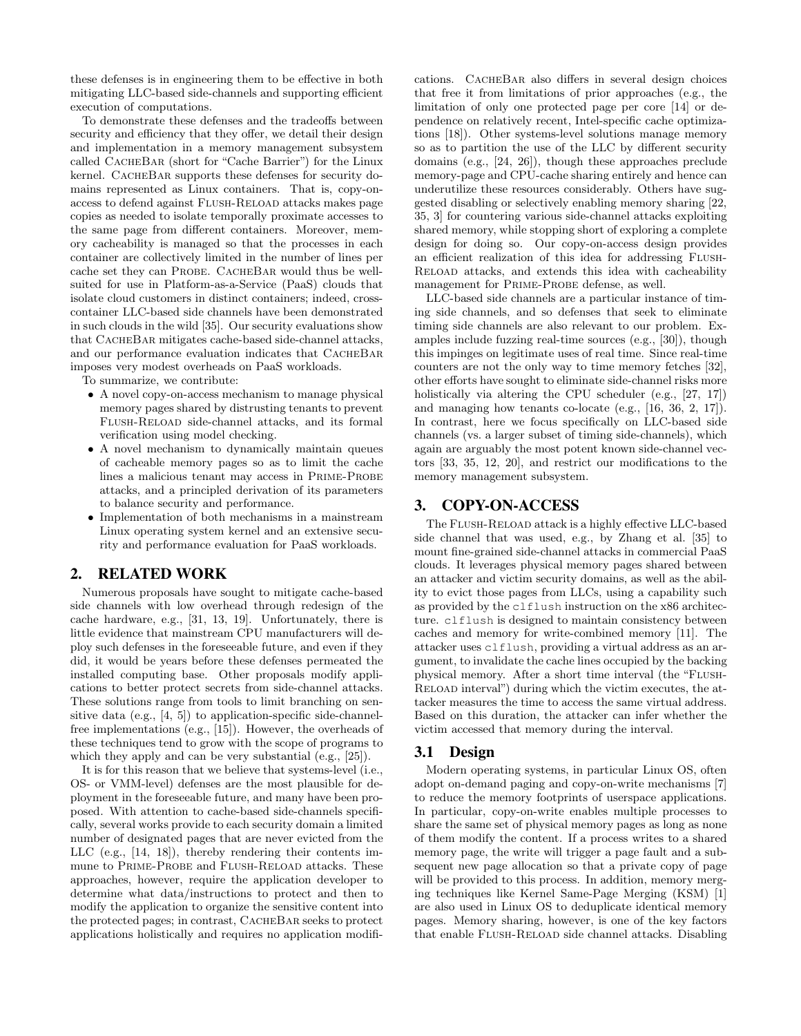these defenses is in engineering them to be effective in both mitigating LLC-based side-channels and supporting efficient execution of computations.

To demonstrate these defenses and the tradeoffs between security and efficiency that they offer, we detail their design and implementation in a memory management subsystem called CacheBar (short for "Cache Barrier") for the Linux kernel. CacheBar supports these defenses for security domains represented as Linux containers. That is, copy-on-access to defend against Flush-Reload attacks makes page copies as needed to isolate temporally proximate accesses to the same page from different containers. Moreover, memory cacheability is managed so that the processes in each container are collectively limited in the number of lines per cache set they can Probe. CacheBar would thus be well-suited for use in Platform-as-a-Service (PaaS) clouds that isolate cloud customers in distinct containers; indeed, cross-container LLC-based side channels have been demonstrated in such clouds in the wild [35]. Our security evaluations show that CacheBar mitigates cache-based side-channel attacks, and our performance evaluation indicates that CacheBar imposes very modest overheads on PaaS workloads.

To summarize, we contribute:

- A novel copy-on-access mechanism to manage physical memory pages shared by distrusting tenants to prevent Flush-Reload side-channel attacks, and its formal verification using model checking.
- A novel mechanism to dynamically maintain queues of cacheable memory pages so as to limit the cache lines a malicious tenant may access in Prime-Probe attacks, and a principled derivation of its parameters to balance security and performance.
- Implementation of both mechanisms in a mainstream Linux operating system kernel and an extensive security and performance evaluation for PaaS workloads.

## 2. RELATED WORK

Numerous proposals have sought to mitigate cache-based side channels with low overhead through redesign of the cache hardware, e.g., [31, 13, 19]. Unfortunately, there is little evidence that mainstream CPU manufacturers will deploy such defenses in the foreseeable future, and even if they did, it would be years before these defenses permeated the installed computing base. Other proposals modify applications to better protect secrets from side-channel attacks. These solutions range from tools to limit branching on sensitive data (e.g., [4, 5]) to application-specific side-channel-free implementations (e.g., [15]). However, the overheads of these techniques tend to grow with the scope of programs to which they apply and can be very substantial (e.g., [25]).

It is for this reason that we believe that systems-level (i.e., OS- or VMM-level) defenses are the most plausible for deployment in the foreseeable future, and many have been proposed. With attention to cache-based side-channels specifically, several works provide to each security domain a limited number of designated pages that are never evicted from the LLC (e.g., [14, 18]), thereby rendering their contents immune to Prime-Probe and Flush-Reload attacks. These approaches, however, require the application developer to determine what data/instructions to protect and then to modify the application to organize the sensitive content into the protected pages; in contrast, CacheBar seeks to protect applications holistically and requires no application modifications. CacheBar also differs in several design choices that free it from limitations of prior approaches (e.g., the limitation of only one protected page per core [14] or dependence on relatively recent, Intel-specific cache optimizations [18]). Other systems-level solutions manage memory so as to partition the use of the LLC by different security domains (e.g., [24, 26]), though these approaches preclude memory-page and CPU-cache sharing entirely and hence can underutilize these resources considerably. Others have suggested disabling or selectively enabling memory sharing [22, 35, 3] for countering various side-channel attacks exploiting shared memory, while stopping short of exploring a complete design for doing so. Our copy-on-access design provides an efficient realization of this idea for addressing Flush-Reload attacks, and extends this idea with cacheability management for Prime-Probe defense, as well.

LLC-based side channels are a particular instance of timing side channels, and so defenses that seek to eliminate timing side channels are also relevant to our problem. Examples include fuzzing real-time sources (e.g., [30]), though this impinges on legitimate uses of real time. Since real-time counters are not the only way to time memory fetches [32], other efforts have sought to eliminate side-channel risks more holistically via altering the CPU scheduler (e.g., [27, 17]) and managing how tenants co-locate (e.g., [16, 36, 2, 17]). In contrast, here we focus specifically on LLC-based side channels (vs. a larger subset of timing side-channels), which again are arguably the most potent known side-channel vectors [33, 35, 12, 20], and restrict our modifications to the memory management subsystem.

## 3. COPY-ON-ACCESS

The Flush-Reload attack is a highly effective LLC-based side channel that was used, e.g., by Zhang et al. [35] to mount fine-grained side-channel attacks in commercial PaaS clouds. It leverages physical memory pages shared between an attacker and victim security domains, as well as the ability to evict those pages from LLCs, using a capability such as provided by the `clflush` instruction on the x86 architecture. `clflush` is designed to maintain consistency between caches and memory for write-combined memory [11]. The attacker uses `clflush`, providing a virtual address as an argument, to invalidate the cache lines occupied by the backing physical memory. After a short time interval (the "Flush-Reload interval") during which the victim executes, the attacker measures the time to access the same virtual address. Based on this duration, the attacker can infer whether the victim accessed that memory during the interval.

### 3.1 Design

Modern operating systems, in particular Linux OS, often adopt on-demand paging and copy-on-write mechanisms [7] to reduce the memory footprints of userspace applications. In particular, copy-on-write enables multiple processes to share the same set of physical memory pages as long as none of them modify the content. If a process writes to a shared memory page, the write will trigger a page fault and a subsequent new page allocation so that a private copy of page will be provided to this process. In addition, memory merging techniques like Kernel Same-Page Merging (KSM) [1] are also used in Linux OS to deduplicate identical memory pages. Memory sharing, however, is one of the key factors that enable Flush-Reload side channel attacks. Disabling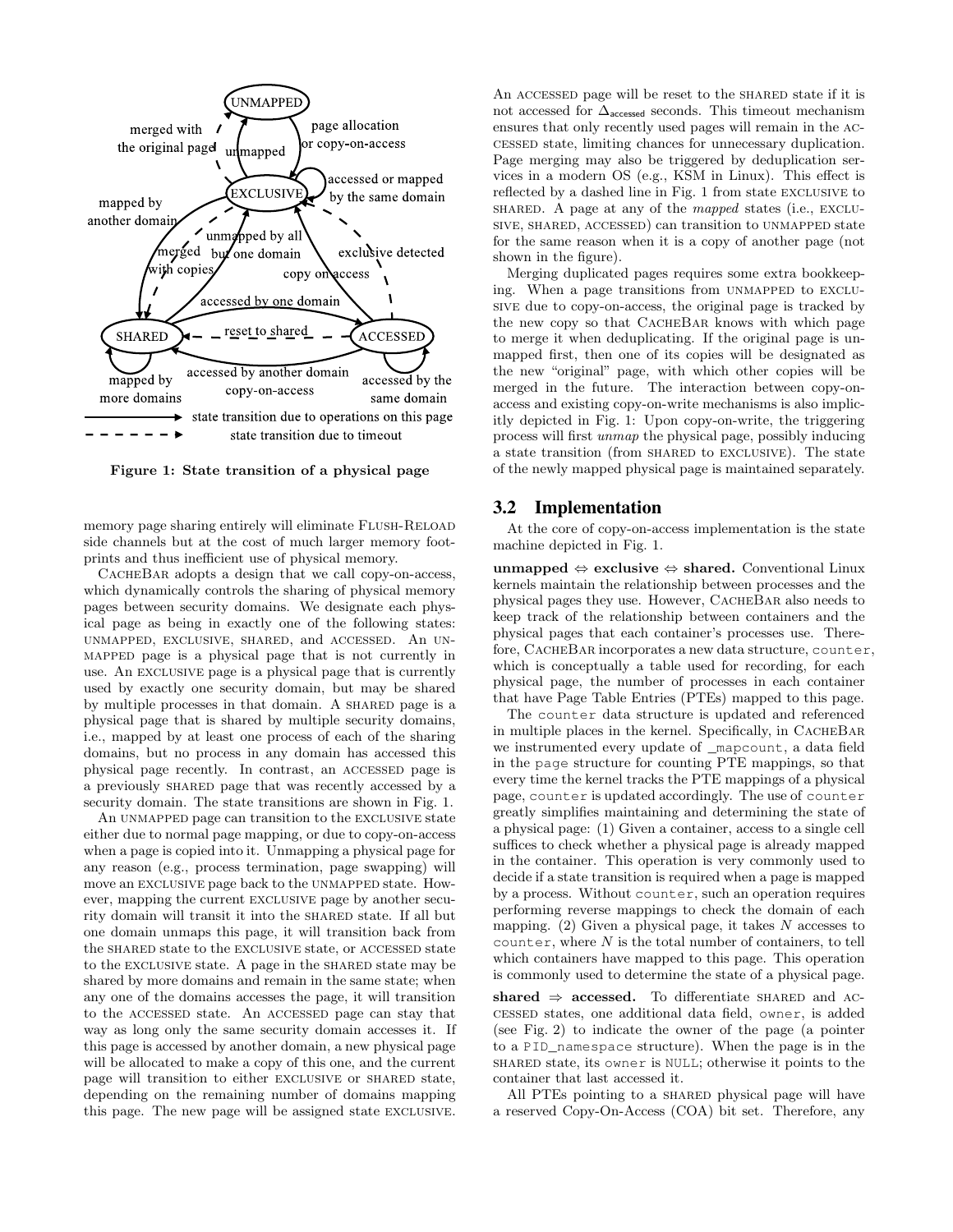Figure 1: State transition of a physical page

memory page sharing entirely will eliminate Flush-Reload side channels but at the cost of much larger memory footprints and thus inefficient use of physical memory.

CacheBar adopts a design that we call copy-on-access, which dynamically controls the sharing of physical memory pages between security domains. We designate each physical page as being in exactly one of the following states: unmapped, exclusive, shared, and accessed. An unmapped page is a physical page that is not currently in use. An exclusive page is a physical page that is currently used by exactly one security domain, but may be shared by multiple processes in that domain. A shared page is a physical page that is shared by multiple security domains, i.e., mapped by at least one process of each of the sharing domains, but no process in any domain has accessed this physical page recently. In contrast, an accessed page is a previously shared page that was recently accessed by a security domain. The state transitions are shown in Fig. 1.

An unmapped page can transition to the exclusive state either due to normal page mapping, or due to copy-on-access when a page is copied into it. Unmapping a physical page for any reason (e.g., process termination, page swapping) will move an exclusive page back to the unmapped state. However, mapping the current exclusive page by another security domain will transit it into the shared state. If all but one domain unmaps this page, it will transition back from the shared state to the exclusive state, or accessed state to the exclusive state. A page in the shared state may be shared by more domains and remain in the same state; when any one of the domains accesses the page, it will transition to the accessed state. An accessed page can stay that way as long only the same security domain accesses it. If this page is accessed by another domain, a new physical page will be allocated to make a copy of this one, and the current page will transition to either exclusive or shared state, depending on the remaining number of domains mapping this page. The new page will be assigned state exclusive.

An accessed page will be reset to the shared state if it is not accessed for $\Delta_{\text{accessed}}$ seconds. This timeout mechanism ensures that only recently used pages will remain in the accessed state, limiting chances for unnecessary duplication. Page merging may also be triggered by deduplication services in a modern OS (e.g., KSM in Linux). This effect is reflected by a dashed line in Fig. 1 from state exclusive to shared. A page at any of the *mapped* states (i.e., exclusive, shared, accessed) can transition to unmapped state for the same reason when it is a copy of another page (not shown in the figure).

Merging duplicated pages requires some extra bookkeeping. When a page transitions from unmapped to exclusive due to copy-on-access, the original page is tracked by the new copy so that CacheBar knows with which page to merge it when deduplicating. If the original page is unmapped first, then one of its copies will be designated as the new "original" page, with which other copies will be merged in the future. The interaction between copy-on-access and existing copy-on-write mechanisms is also implicitly depicted in Fig. 1: Upon copy-on-write, the triggering process will first *unmap* the physical page, possibly inducing a state transition (from shared to exclusive). The state of the newly mapped physical page is maintained separately.

## 3.2 Implementation

At the core of copy-on-access implementation is the state machine depicted in Fig. 1.

**unmapped ⇔ exclusive ⇔ shared.** Conventional Linux kernels maintain the relationship between processes and the physical pages they use. However, CacheBar also needs to keep track of the relationship between containers and the physical pages that each container's processes use. Therefore, CacheBar incorporates a new data structure, `counter`, which is conceptually a table used for recording, for each physical page, the number of processes in each container that have Page Table Entries (PTEs) mapped to this page.

The `counter` data structure is updated and referenced in multiple places in the kernel. Specifically, in CacheBar we instrumented every update of `_mapcount`, a data field in the `page` structure for counting PTE mappings, so that every time the kernel tracks the PTE mappings of a physical page, `counter` is updated accordingly. The use of `counter` greatly simplifies maintaining and determining the state of a physical page: (1) Given a container, access to a single cell suffices to check whether a physical page is already mapped in the container. This operation is very commonly used to decide if a state transition is required when a page is mapped by a process. Without `counter`, such an operation requires performing reverse mappings to check the domain of each mapping. (2) Given a physical page, it takes $N$ accesses to `counter`, where $N$ is the total number of containers, to tell which containers have mapped to this page. This operation is commonly used to determine the state of a physical page.

**shared ⇒ accessed.** To differentiate shared and accessed states, one additional data field, `owner`, is added (see Fig. 2) to indicate the owner of the page (a pointer to a `PID_namespace` structure). When the page is in the shared state, its `owner` is `NULL`; otherwise it points to the container that last accessed it.

All PTEs pointing to a shared physical page will have a reserved Copy-On-Access (COA) bit set. Therefore, any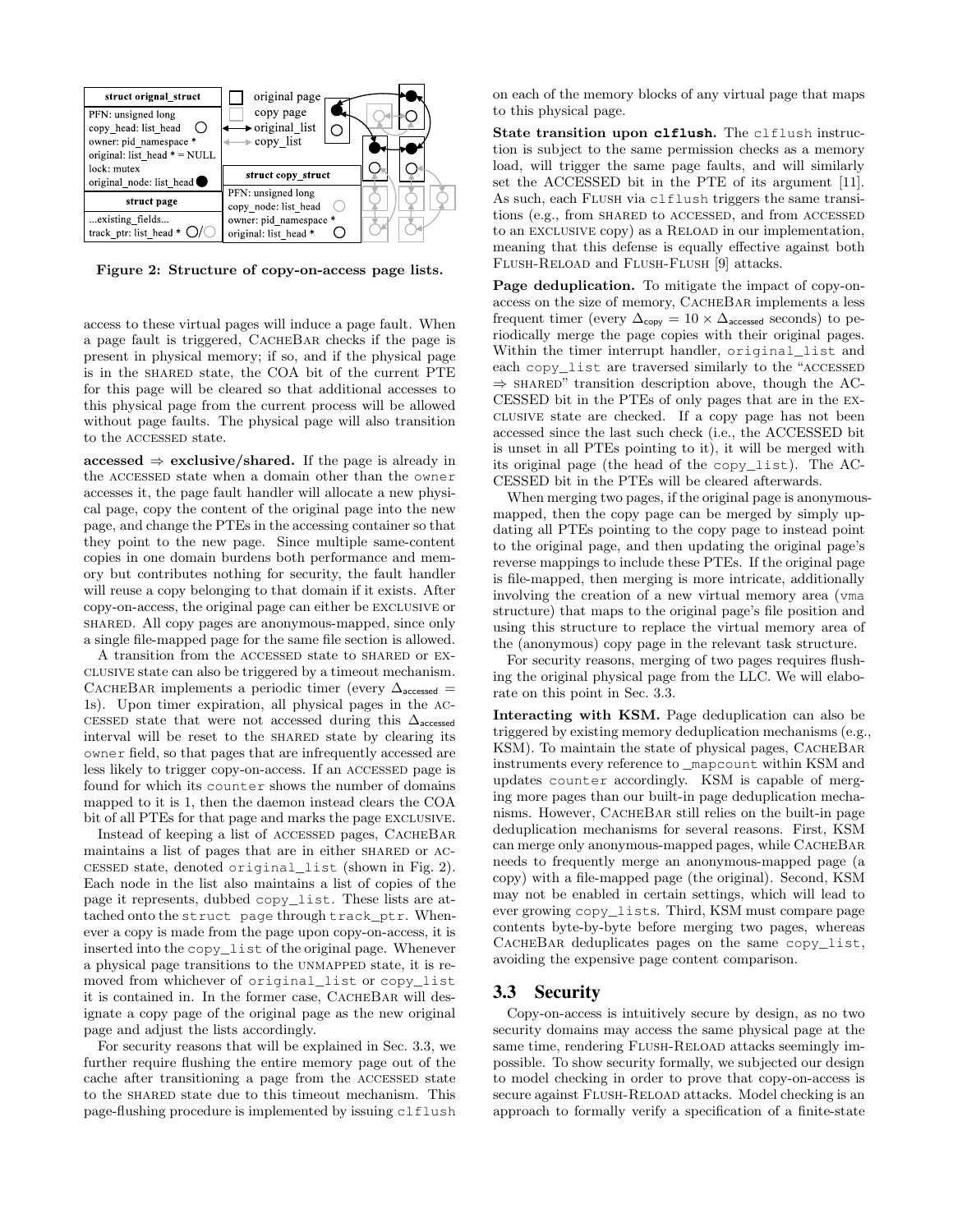**Figure 2: Structure of copy-on-access page lists.**

access to these virtual pages will induce a page fault. When a page fault is triggered, CacheBar checks if the page is present in physical memory; if so, and if the physical page is in the shared state, the COA bit of the current PTE for this page will be cleared so that additional accesses to this physical page from the current process will be allowed without page faults. The physical page will also transition to the accessed state.

**accessed ⇒ exclusive/shared.** If the page is already in the accessed state when a domain other than the `owner` accesses it, the page fault handler will allocate a new physical page, copy the content of the original page into the new page, and change the PTEs in the accessing container so that they point to the new page. Since multiple same-content copies in one domain burdens both performance and memory but contributes nothing for security, the fault handler will reuse a copy belonging to that domain if it exists. After copy-on-access, the original page can either be exclusive or shared. All copy pages are anonymous-mapped, since only a single file-mapped page for the same file section is allowed.

A transition from the accessed state to shared or exclusive state can also be triggered by a timeout mechanism. CacheBar implements a periodic timer (every $\Delta_{\text{accessed}} =$ 1s). Upon timer expiration, all physical pages in the accessed state that were not accessed during this $\Delta_{\text{accessed}}$ interval will be reset to the shared state by clearing its `owner` field, so that pages that are infrequently accessed are less likely to trigger copy-on-access. If an accessed page is found for which its `counter` shows the number of domains mapped to it is 1, then the daemon instead clears the COA bit of all PTEs for that page and marks the page exclusive.

Instead of keeping a list of accessed pages, CacheBar maintains a list of pages that are in either shared or accessed state, denoted `original_list` (shown in Fig. 2). Each node in the list also maintains a list of copies of the page it represents, dubbed `copy_list`. These lists are attached onto the `struct page` through `track_ptr`. Whenever a copy is made from the page upon copy-on-access, it is inserted into the `copy_list` of the original page. Whenever a physical page transitions to the unmapped state, it is removed from whichever of `original_list` or `copy_list` it is contained in. In the former case, CacheBar will designate a copy page of the original page as the new original page and adjust the lists accordingly.

For security reasons that will be explained in Sec. 3.3, we further require flushing the entire memory page out of the cache after transitioning a page from the accessed state to the shared state due to this timeout mechanism. This page-flushing procedure is implemented by issuing `clflush` on each of the memory blocks of any virtual page that maps to this physical page.

**State transition upon `clflush`.** The `clflush` instruction is subject to the same permission checks as a memory load, will trigger the same page faults, and will similarly set the ACCESSED bit in the PTE of its argument [11]. As such, each Flush via `clflush` triggers the same transitions (e.g., from shared to accessed, and from accessed to an exclusive copy) as a Reload in our implementation, meaning that this defense is equally effective against both Flush-Reload and Flush-Flush [9] attacks.

**Page deduplication.** To mitigate the impact of copy-on-access on the size of memory, CacheBar implements a less frequent timer (every $\Delta_{\text{copy}} = 10 \times \Delta_{\text{accessed}}$ seconds) to periodically merge the page copies with their original pages. Within the timer interrupt handler, `original_list` and each `copy_list` are traversed similarly to the "accessed ⇒ shared" transition description above, though the ACCESSED bit in the PTEs of only pages that are in the exclusive state are checked. If a copy page has not been accessed since the last such check (i.e., the ACCESSED bit is unset in all PTEs pointing to it), it will be merged with its original page (the head of the `copy_list`). The ACCESSED bit in the PTEs will be cleared afterwards.

When merging two pages, if the original page is anonymous-mapped, then the copy page can be merged by simply updating all PTEs pointing to the copy page to instead point to the original page, and then updating the original page's reverse mappings to include these PTEs. If the original page is file-mapped, then merging is more intricate, additionally involving the creation of a new virtual memory area (`vma` structure) that maps to the original page's file position and using this structure to replace the virtual memory area of the (anonymous) copy page in the relevant task structure.

For security reasons, merging of two pages requires flushing the original physical page from the LLC. We will elaborate on this point in Sec. 3.3.

**Interacting with KSM.** Page deduplication can also be triggered by existing memory deduplication mechanisms (e.g., KSM). To maintain the state of physical pages, CacheBar instruments every reference to `_mapcount` within KSM and updates `counter` accordingly. KSM is capable of merging more pages than our built-in page deduplication mechanisms. However, CacheBar still relies on the built-in page deduplication mechanisms for several reasons. First, KSM can merge only anonymous-mapped pages, while CacheBar needs to frequently merge an anonymous-mapped page (a copy) with a file-mapped page (the original). Second, KSM may not be enabled in certain settings, which will lead to ever growing `copy_list`s. Third, KSM must compare page contents byte-by-byte before merging two pages, whereas CacheBar deduplicates pages on the same `copy_list`, avoiding the expensive page content comparison.

## 3.3 Security

Copy-on-access is intuitively secure by design, as no two security domains may access the same physical page at the same time, rendering Flush-Reload attacks seemingly impossible. To show security formally, we subjected our design to model checking in order to prove that copy-on-access is secure against Flush-Reload attacks. Model checking is an approach to formally verify a specification of a finite-state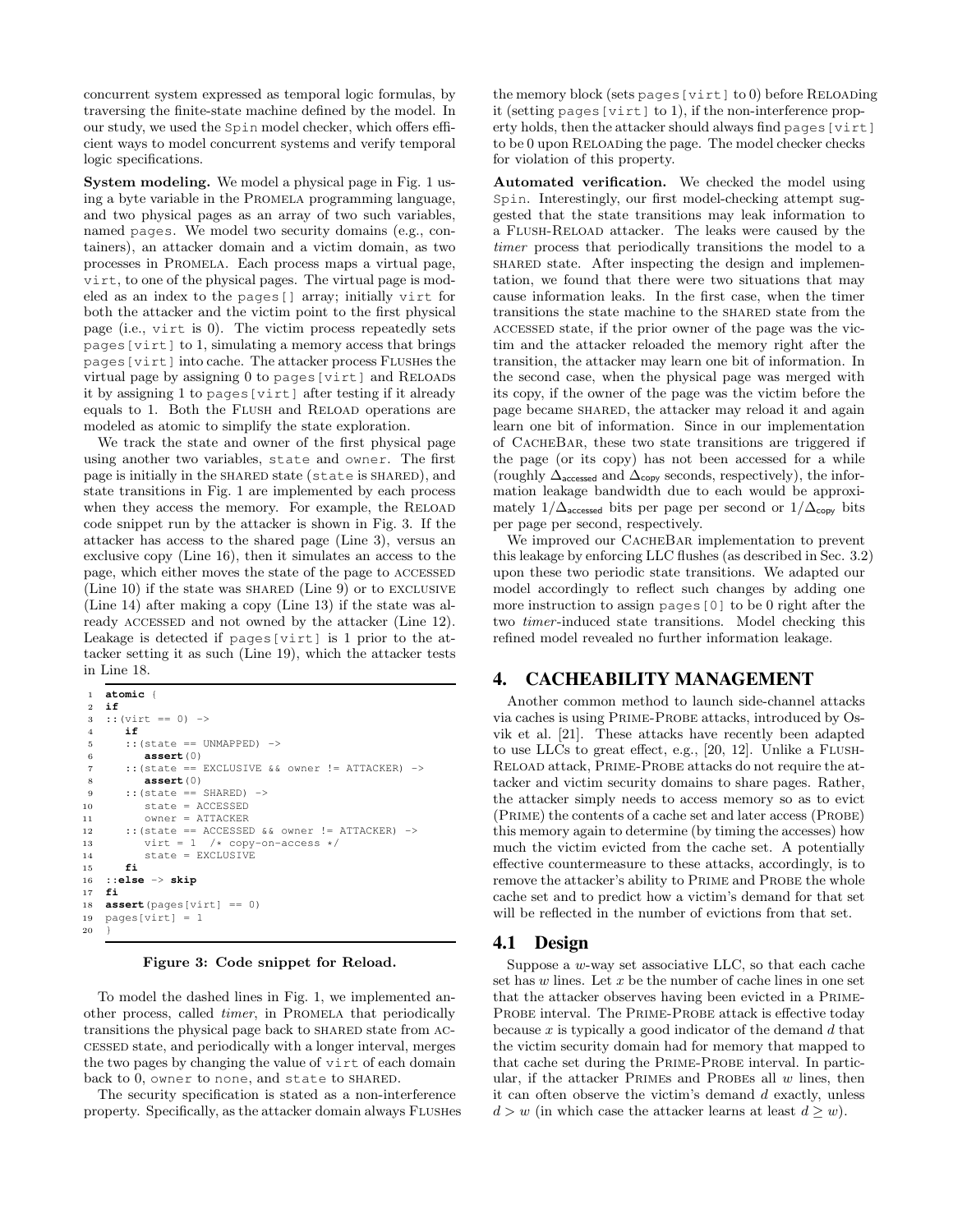concurrent system expressed as temporal logic formulas, by traversing the finite-state machine defined by the model. In our study, we used the Spin model checker, which offers efficient ways to model concurrent systems and verify temporal logic specifications.

**System modeling.** We model a physical page in Fig. 1 using a byte variable in the Promela programming language, and two physical pages as an array of two such variables, named `pages`. We model two security domains (e.g., containers), an attacker domain and a victim domain, as two processes in Promela. Each process maps a virtual page, `virt`, to one of the physical pages. The virtual page is modeled as an index to the `pages[]` array; initially `virt` for both the attacker and the victim point to the first physical page (i.e., `virt` is 0). The victim process repeatedly sets `pages[virt]` to 1, simulating a memory access that brings `pages[virt]` into cache. The attacker process Flushes the virtual page by assigning 0 to `pages[virt]` and Reloads it by assigning 1 to `pages[virt]` after testing if it already equals to 1. Both the Flush and Reload operations are modeled as atomic to simplify the state exploration.

We track the state and owner of the first physical page using another two variables, `state` and `owner`. The first page is initially in the SHARED state (`state` is SHARED), and state transitions in Fig. 1 are implemented by each process when they access the memory. For example, the Reload code snippet run by the attacker is shown in Fig. 3. If the attacker has access to the shared page (Line 3), versus an exclusive copy (Line 16), then it simulates an access to the page, which either moves the state of the page to ACCESSED (Line 10) if the state was SHARED (Line 9) or to EXCLUSIVE (Line 14) after making a copy (Line 13) if the state was already ACCESSED and not owned by the attacker (Line 12). Leakage is detected if `pages[virt]` is 1 prior to the attacker setting it as such (Line 19), which the attacker tests in Line 18.

```
1  atomic {
2  if
3  ::(virt == 0) ->
4     if
5     ::(state == UNMAPPED) ->
6         assert(0)
7     ::(state == EXCLUSIVE && owner != ATTACKER) ->
8         assert(0)
9     ::(state == SHARED) ->
10        state = ACCESSED
11        owner = ATTACKER
12    ::(state == ACCESSED && owner != ATTACKER) ->
13        virt = 1  /* copy-on-access */
14        state = EXCLUSIVE
15    fi
16 ::else -> skip
17 fi
18 assert(pages[virt] == 0)
19 pages[virt] = 1
20 }
```

**Figure 3: Code snippet for Reload.**

To model the dashed lines in Fig. 1, we implemented another process, called *timer*, in Promela that periodically transitions the physical page back to SHARED state from ACCESSED state, and periodically with a longer interval, merges the two pages by changing the value of `virt` of each domain back to 0, `owner` to `none`, and `state` to SHARED.

The security specification is stated as a non-interference property. Specifically, as the attacker domain always Flushes the memory block (sets `pages[virt]` to 0) before Reloading it (setting `pages[virt]` to 1), if the non-interference property holds, then the attacker should always find `pages[virt]` to be 0 upon Reloading the page. The model checker checks for violation of this property.

**Automated verification.** We checked the model using Spin. Interestingly, our first model-checking attempt suggested that the state transitions may leak information to a Flush-Reload attacker. The leaks were caused by the *timer* process that periodically transitions the model to a SHARED state. After inspecting the design and implementation, we found that there were two situations that may cause information leaks. In the first case, when the timer transitions the state machine to the SHARED state from the ACCESSED state, if the prior owner of the page was the victim and the attacker reloaded the memory right after the transition, the attacker may learn one bit of information. In the second case, when the physical page was merged with its copy, if the owner of the page was the victim before the page became SHARED, the attacker may reload it and again learn one bit of information. Since in our implementation of CacheBar, these two state transitions are triggered if the page (or its copy) has not been accessed for a while (roughly $\Delta_{\mathsf{accessed}}$ and $\Delta_{\mathsf{copy}}$ seconds, respectively), the information leakage bandwidth due to each would be approximately $1/\Delta_{\mathsf{accessed}}$ bits per page per second or $1/\Delta_{\mathsf{copy}}$ bits per page per second, respectively.

We improved our CacheBar implementation to prevent this leakage by enforcing LLC flushes (as described in Sec. 3.2) upon these two periodic state transitions. We adapted our model accordingly to reflect such changes by adding one more instruction to assign `pages[0]` to be 0 right after the two *timer*-induced state transitions. Model checking this refined model revealed no further information leakage.

# 4. CACHEABILITY MANAGEMENT

Another common method to launch side-channel attacks via caches is using Prime-Probe attacks, introduced by Osvik et al. [21]. These attacks have recently been adapted to use LLCs to great effect, e.g., [20, 12]. Unlike a Flush-Reload attack, Prime-Probe attacks do not require the attacker and victim security domains to share pages. Rather, the attacker simply needs to access memory so as to evict (Prime) the contents of a cache set and later access (Probe) this memory again to determine (by timing the accesses) how much the victim evicted from the cache set. A potentially effective countermeasure to these attacks, accordingly, is to remove the attacker's ability to Prime and Probe the whole cache set and to predict how a victim's demand for that set will be reflected in the number of evictions from that set.

## 4.1 Design

Suppose a $w$-way set associative LLC, so that each cache set has $w$ lines. Let $x$ be the number of cache lines in one set that the attacker observes having been evicted in a Prime-Probe interval. The Prime-Probe attack is effective today because $x$ is typically a good indicator of the demand $d$ that the victim security domain had for memory that mapped to that cache set during the Prime-Probe interval. In particular, if the attacker Primes and Probes all $w$ lines, then it can often observe the victim's demand $d$ exactly, unless $d > w$ (in which case the attacker learns at least $d \geq w$).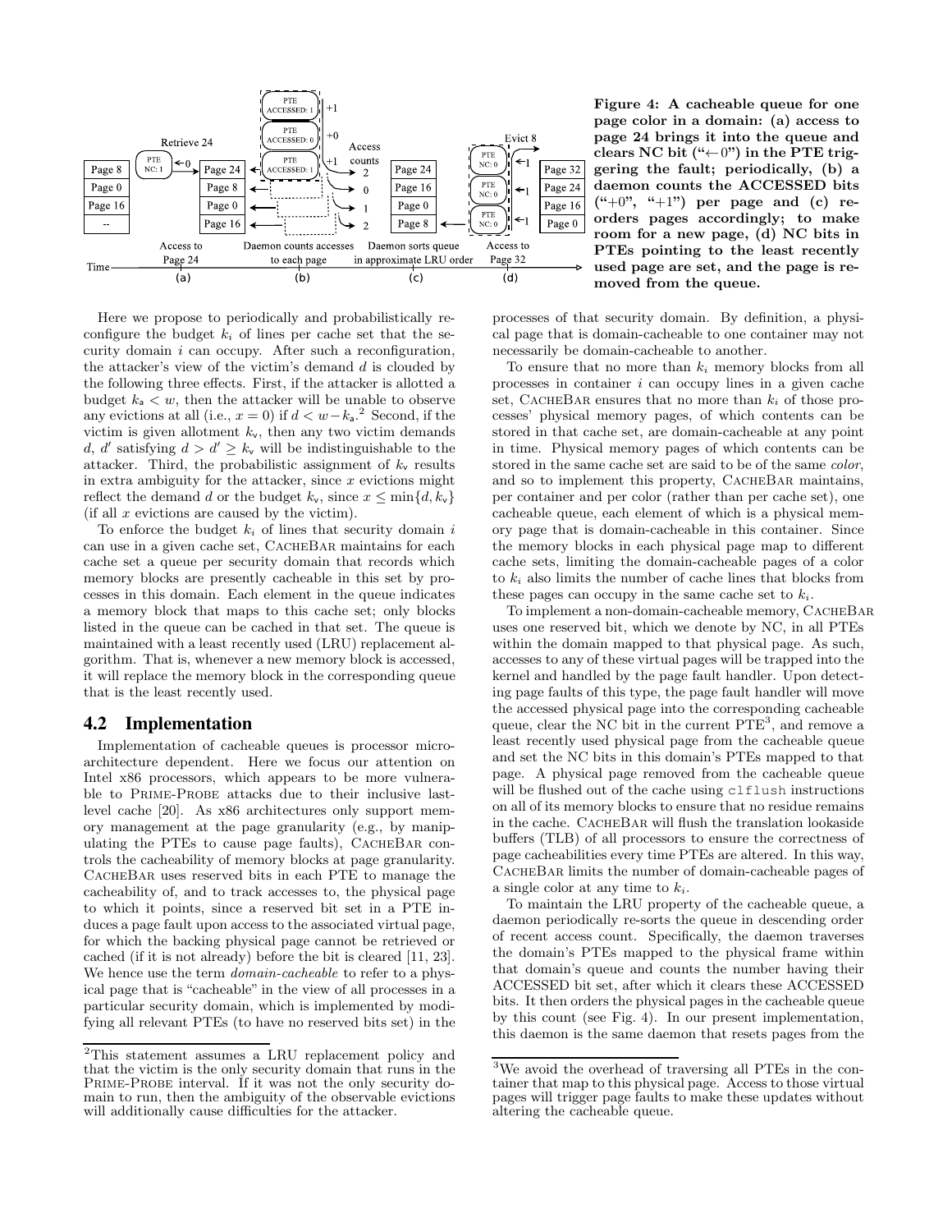**Figure 4: A cacheable queue for one page color in a domain: (a) access to page 24 brings it into the queue and clears NC bit ("←0") in the PTE triggering the fault; periodically, (b) a daemon counts the ACCESSED bits ("+0", "+1") per page and (c) reorders pages accordingly; to make room for a new page, (d) NC bits in PTEs pointing to the least recently used page are set, and the page is removed from the queue.**

Here we propose to periodically and probabilistically reconfigure the budget $k_i$ of lines per cache set that the security domain $i$ can occupy. After such a reconfiguration, the attacker's view of the victim's demand $d$ is clouded by the following three effects. First, if the attacker is allotted a budget $k_a < w$, then the attacker will be unable to observe any evictions at all (i.e., $x = 0$) if $d < w - k_a$.[2] Second, if the victim is given allotment $k_v$, then any two victim demands $d$, $d'$ satisfying $d > d' \geq k_v$ will be indistinguishable to the attacker. Third, the probabilistic assignment of $k_v$ results in extra ambiguity for the attacker, since $x$ evictions might reflect the demand $d$ or the budget $k_v$, since $x \leq \min\{d, k_v\}$ (if all $x$ evictions are caused by the victim).

To enforce the budget $k_i$ of lines that security domain $i$ can use in a given cache set, CacheBar maintains for each cache set a queue per security domain that records which memory blocks are presently cacheable in this set by processes in this domain. Each element in the queue indicates a memory block that maps to this cache set; only blocks listed in the queue can be cached in that set. The queue is maintained with a least recently used (LRU) replacement algorithm. That is, whenever a new memory block is accessed, it will replace the memory block in the corresponding queue that is the least recently used.

## 4.2 Implementation

Implementation of cacheable queues is processor microarchitecture dependent. Here we focus our attention on Intel x86 processors, which appears to be more vulnerable to Prime-Probe attacks due to their inclusive last-level cache [20]. As x86 architectures only support memory management at the page granularity (e.g., by manipulating the PTEs to cause page faults), CacheBar controls the cacheability of memory blocks at page granularity. CacheBar uses reserved bits in each PTE to manage the cacheability of, and to track accesses to, the physical page to which it points, since a reserved bit set in a PTE induces a page fault upon access to the associated virtual page, for which the backing physical page cannot be retrieved or cached (if it is not already) before the bit is cleared [11, 23]. We hence use the term *domain-cacheable* to refer to a physical page that is "cacheable" in the view of all processes in a particular security domain, which is implemented by modifying all relevant PTEs (to have no reserved bits set) in the processes of that security domain. By definition, a physical page that is domain-cacheable to one container may not necessarily be domain-cacheable to another.

To ensure that no more than $k_i$ memory blocks from all processes in container $i$ can occupy lines in a given cache set, CacheBar ensures that no more than $k_i$ of those processes' physical memory pages, of which contents can be stored in that cache set, are domain-cacheable at any point in time. Physical memory pages of which contents can be stored in the same cache set are said to be of the same *color*, and so to implement this property, CacheBar maintains, per container and per color (rather than per cache set), one cacheable queue, each element of which is a physical memory page that is domain-cacheable in this container. Since the memory blocks in each physical page map to different cache sets, limiting the domain-cacheable pages of a color to $k_i$ also limits the number of cache lines that blocks from these pages can occupy in the same cache set to $k_i$.

To implement a non-domain-cacheable memory, CacheBar uses one reserved bit, which we denote by NC, in all PTEs within the domain mapped to that physical page. As such, accesses to any of these virtual pages will be trapped into the kernel and handled by the page fault handler. Upon detecting page faults of this type, the page fault handler will move the accessed physical page into the corresponding cacheable queue, clear the NC bit in the current PTE[3], and remove a least recently used physical page from the cacheable queue and set the NC bits in this domain's PTEs mapped to that page. A physical page removed from the cacheable queue will be flushed out of the cache using `clflush` instructions on all of its memory blocks to ensure that no residue remains in the cache. CacheBar will flush the translation lookaside buffers (TLB) of all processors to ensure the correctness of page cacheabilities every time PTEs are altered. In this way, CacheBar limits the number of domain-cacheable pages of a single color at any time to $k_i$.

To maintain the LRU property of the cacheable queue, a daemon periodically re-sorts the queue in descending order of recent access count. Specifically, the daemon traverses the domain's PTEs mapped to the physical frame within that domain's queue and counts the number having their ACCESSED bit set, after which it clears these ACCESSED bits. It then orders the physical pages in the cacheable queue by this count (see Fig. 4). In our present implementation, this daemon is the same daemon that resets pages from the

---

[2] This statement assumes a LRU replacement policy and that the victim is the only security domain that runs in the Prime-Probe interval. If it was not the only security domain to run, then the ambiguity of the observable evictions will additionally cause difficulties for the attacker.

[3] We avoid the overhead of traversing all PTEs in the container that map to this physical page. Access to those virtual pages will trigger page faults to make these updates without altering the cacheable queue.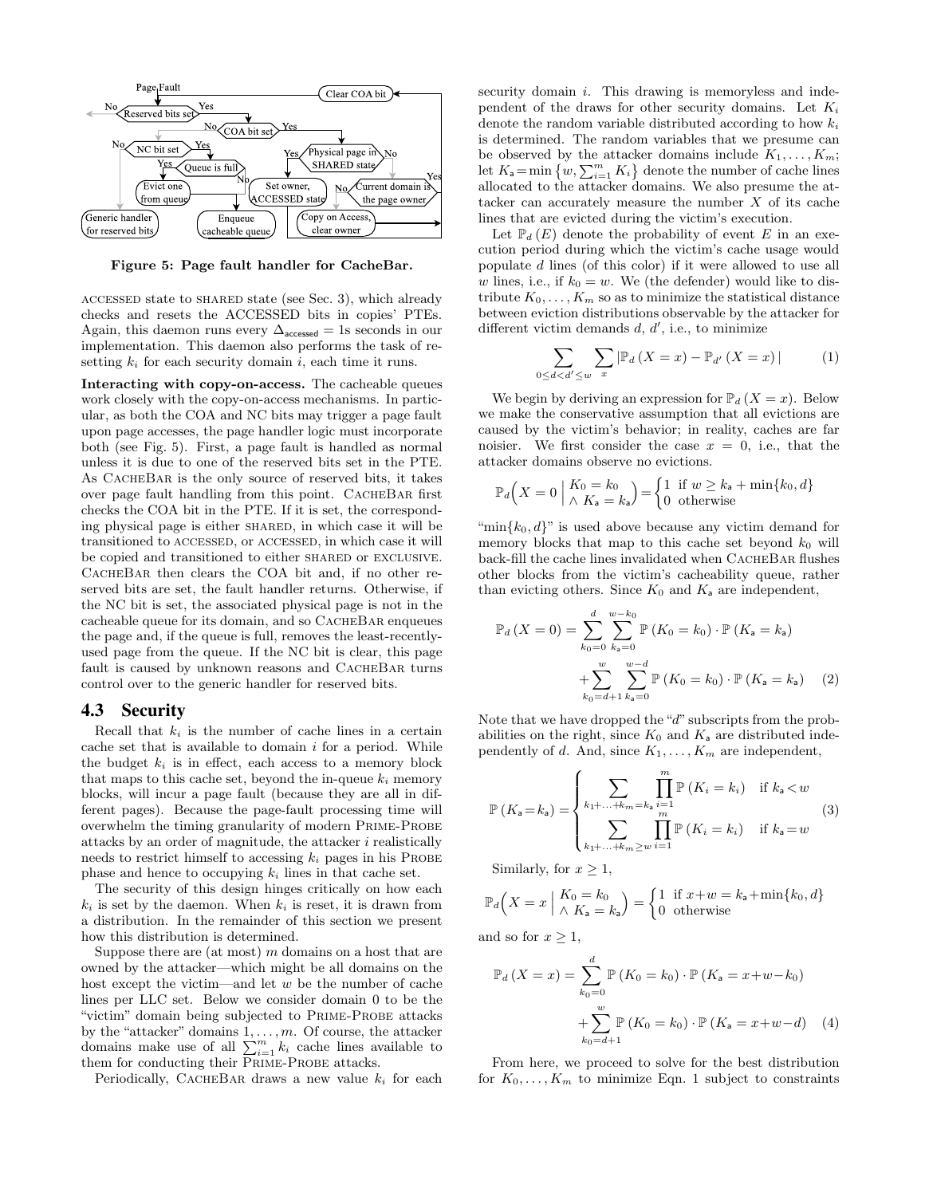Figure 5: Page fault handler for CacheBar.

ACCESSED state to SHARED state (see Sec. 3), which already checks and resets the ACCESSED bits in copies' PTEs. Again, this daemon runs every $\Delta_{\mathsf{accessed}} = 1$s seconds in our implementation. This daemon also performs the task of resetting $k_i$ for each security domain $i$, each time it runs.

**Interacting with copy-on-access.** The cacheable queues work closely with the copy-on-access mechanisms. In particular, as both the COA and NC bits may trigger a page fault upon page accesses, the page handler logic must incorporate both (see Fig. 5). First, a page fault is handled as normal unless it is due to one of the reserved bits set in the PTE. As CacheBar is the only source of reserved bits, it takes over page fault handling from this point. CacheBar first checks the COA bit in the PTE. If it is set, the corresponding physical page is either SHARED, in which case it will be transitioned to ACCESSED, or ACCESSED, in which case it will be copied and transitioned to either SHARED or EXCLUSIVE. CacheBar then clears the COA bit and, if no other reserved bits are set, the fault handler returns. Otherwise, if the NC bit is set, the associated physical page is not in the cacheable queue for its domain, and so CacheBar enqueues the page and, if the queue is full, removes the least-recently-used page from the queue. If the NC bit is clear, this page fault is caused by unknown reasons and CacheBar turns control over to the generic handler for reserved bits.

## 4.3 Security

Recall that $k_i$ is the number of cache lines in a certain cache set that is available to domain $i$ for a period. While the budget $k_i$ is in effect, each access to a memory block that maps to this cache set, beyond the in-queue $k_i$ memory blocks, will incur a page fault (because they are all in different pages). Because the page-fault processing time will overwhelm the timing granularity of modern Prime-Probe attacks by an order of magnitude, the attacker $i$ realistically needs to restrict himself to accessing $k_i$ pages in his Probe phase and hence to occupying $k_i$ lines in that cache set.

The security of this design hinges critically on how each $k_i$ is set by the daemon. When $k_i$ is reset, it is drawn from a distribution. In the remainder of this section we present how this distribution is determined.

Suppose there are (at most) $m$ domains on a host that are owned by the attacker—which might be all domains on the host except the victim—and let $w$ be the number of cache lines per LLC set. Below we consider domain 0 to be the "victim" domain being subjected to Prime-Probe attacks by the "attacker" domains $1, \ldots, m$. Of course, the attacker domains make use of all $\sum_{i=1}^{m} k_i$ cache lines available to them for conducting their Prime-Probe attacks.

Periodically, CacheBar draws a new value $k_i$ for each security domain $i$. This drawing is memoryless and independent of the draws for other security domains. Let $K_i$ denote the random variable distributed according to how $k_i$ is determined. The random variables that we presume can be observed by the attacker domains include $K_1, \ldots, K_m$; let $K_{\mathsf{a}} = \min\left\{w, \sum_{i=1}^{m} K_i\right\}$ denote the number of cache lines allocated to the attacker domains. We also presume the attacker can accurately measure the number $X$ of its cache lines that are evicted during the victim's execution.

Let $\mathbb{P}_d(E)$ denote the probability of event $E$ in an execution period during which the victim's cache usage would populate $d$ lines (of this color) if it were allowed to use all $w$ lines, i.e., if $k_0 = w$. We (the defender) would like to distribute $K_0, \ldots, K_m$ so as to minimize the statistical distance between eviction distributions observable by the attacker for different victim demands $d$, $d'$, i.e., to minimize

$$\sum_{0 \le d < d' \le w} \sum_{x} \left|\mathbb{P}_d(X = x) - \mathbb{P}_{d'}(X = x)\right| \qquad (1)$$

We begin by deriving an expression for $\mathbb{P}_d(X = x)$. Below we make the conservative assumption that all evictions are caused by the victim's behavior; in reality, caches are far noisier. We first consider the case $x = 0$, i.e., that the attacker domains observe no evictions.

$$\mathbb{P}_d\Big(X = 0 \;\Big|\; \begin{array}{l} K_0 = k_0 \\ \wedge\, K_{\mathsf{a}} = k_{\mathsf{a}} \end{array}\Big) = \begin{cases} 1 & \text{if } w \ge k_{\mathsf{a}} + \min\{k_0, d\} \\ 0 & \text{otherwise} \end{cases}$$

"$\min\{k_0, d\}$" is used above because any victim demand for memory blocks that map to this cache set beyond $k_0$ will back-fill the cache lines invalidated when CacheBar flushes other blocks from the victim's cacheability queue, rather than evicting others. Since $K_0$ and $K_{\mathsf{a}}$ are independent,

$$\begin{aligned}\mathbb{P}_d(X = 0) = &\sum_{k_0=0}^{d} \sum_{k_{\mathsf{a}}=0}^{w-k_0} \mathbb{P}(K_0 = k_0) \cdot \mathbb{P}(K_{\mathsf{a}} = k_{\mathsf{a}}) \\ &+ \sum_{k_0=d+1}^{w} \sum_{k_{\mathsf{a}}=0}^{w-d} \mathbb{P}(K_0 = k_0) \cdot \mathbb{P}(K_{\mathsf{a}} = k_{\mathsf{a}}) \end{aligned} \qquad (2)$$

Note that we have dropped the "$d$" subscripts from the probabilities on the right, since $K_0$ and $K_{\mathsf{a}}$ are distributed independently of $d$. And, since $K_1, \ldots, K_m$ are independent,

$$\mathbb{P}(K_{\mathsf{a}} = k_{\mathsf{a}}) = \begin{cases} \displaystyle\sum_{k_1 + \ldots + k_m = k_{\mathsf{a}}} \prod_{i=1}^{m} \mathbb{P}(K_i = k_i) & \text{if } k_{\mathsf{a}} < w \\ \displaystyle\sum_{k_1 + \ldots + k_m \ge w} \prod_{i=1}^{m} \mathbb{P}(K_i = k_i) & \text{if } k_{\mathsf{a}} = w \end{cases} \qquad (3)$$

Similarly, for $x \ge 1$,

$$\mathbb{P}_d\Big(X = x \;\Big|\; \begin{array}{l} K_0 = k_0 \\ \wedge\, K_{\mathsf{a}} = k_{\mathsf{a}} \end{array}\Big) = \begin{cases} 1 & \text{if } x + w = k_{\mathsf{a}} + \min\{k_0, d\} \\ 0 & \text{otherwise} \end{cases}$$

and so for $x \ge 1$,

$$\begin{aligned}\mathbb{P}_d(X = x) = &\sum_{k_0=0}^{d} \mathbb{P}(K_0 = k_0) \cdot \mathbb{P}(K_{\mathsf{a}} = x + w - k_0) \\ &+ \sum_{k_0=d+1}^{w} \mathbb{P}(K_0 = k_0) \cdot \mathbb{P}(K_{\mathsf{a}} = x + w - d) \end{aligned} \qquad (4)$$

From here, we proceed to solve for the best distribution for $K_0, \ldots, K_m$ to minimize Eqn. 1 subject to constraints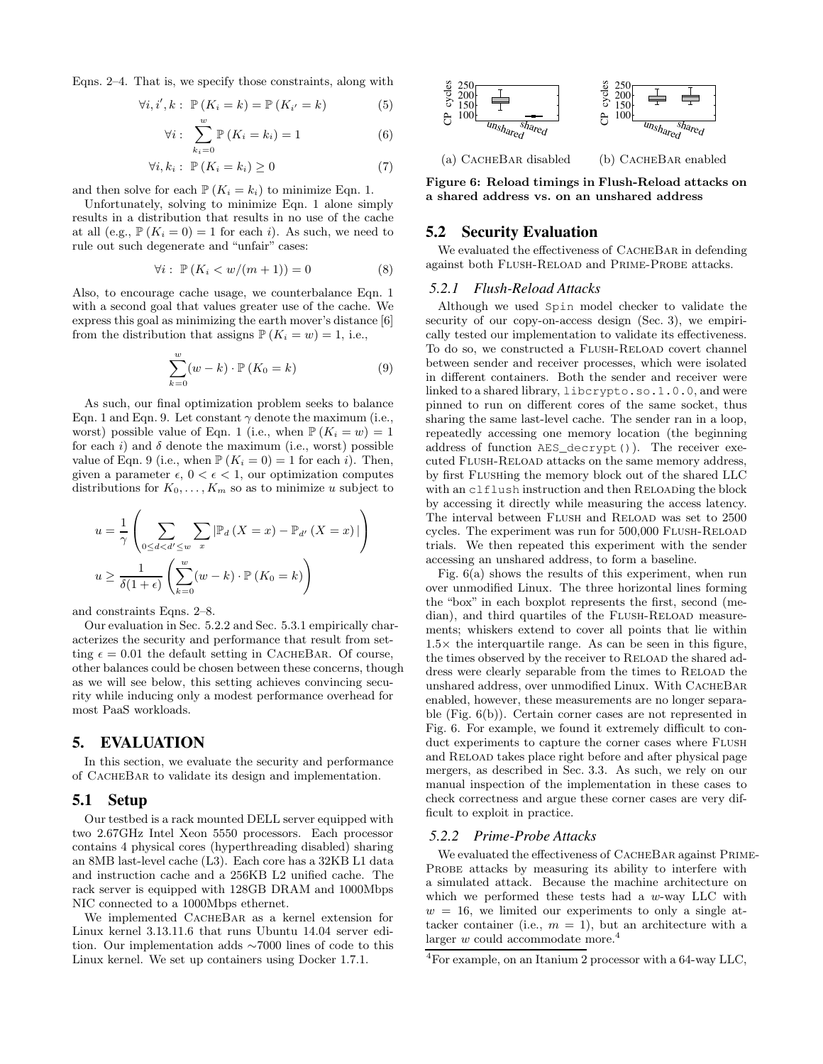Eqns. 2–4. That is, we specify those constraints, along with

$$\forall i, i', k: \ \mathbb{P}(K_i = k) = \mathbb{P}(K_{i'} = k) \tag{5}$$

$$\forall i: \ \sum_{k_i=0}^{w} \mathbb{P}(K_i = k_i) = 1 \tag{6}$$

$$\forall i, k_i: \ \mathbb{P}(K_i = k_i) \geq 0 \tag{7}$$

and then solve for each $\mathbb{P}(K_i = k_i)$ to minimize Eqn. 1.

Unfortunately, solving to minimize Eqn. 1 alone simply results in a distribution that results in no use of the cache at all (e.g., $\mathbb{P}(K_i = 0) = 1$ for each $i$). As such, we need to rule out such degenerate and "unfair" cases:

$$\forall i: \ \mathbb{P}(K_i < w/(m+1)) = 0 \tag{8}$$

Also, to encourage cache usage, we counterbalance Eqn. 1 with a second goal that values greater use of the cache. We express this goal as minimizing the earth mover's distance [6] from the distribution that assigns $\mathbb{P}(K_i = w) = 1$, i.e.,

$$\sum_{k=0}^{w} (w-k) \cdot \mathbb{P}(K_0 = k) \tag{9}$$

As such, our final optimization problem seeks to balance Eqn. 1 and Eqn. 9. Let constant $\gamma$ denote the maximum (i.e., worst) possible value of Eqn. 1 (i.e., when $\mathbb{P}(K_i = w) = 1$ for each $i$) and $\delta$ denote the maximum (i.e., worst) possible value of Eqn. 9 (i.e., when $\mathbb{P}(K_i = 0) = 1$ for each $i$). Then, given a parameter $\epsilon$, $0 < \epsilon < 1$, our optimization computes distributions for $K_0, \ldots, K_m$ so as to minimize $u$ subject to

$$u = \frac{1}{\gamma}\left(\sum_{0 \leq d < d' \leq w} \sum_{x} \left| \mathbb{P}_d(X = x) - \mathbb{P}_{d'}(X = x) \right| \right)$$

$$u \geq \frac{1}{\delta(1+\epsilon)}\left(\sum_{k=0}^{w} (w-k) \cdot \mathbb{P}(K_0 = k)\right)$$

and constraints Eqns. 2–8.

Our evaluation in Sec. 5.2.2 and Sec. 5.3.1 empirically characterizes the security and performance that result from setting $\epsilon = 0.01$ the default setting in CacheBar. Of course, other balances could be chosen between these concerns, though as we will see below, this setting achieves convincing security while inducing only a modest performance overhead for most PaaS workloads.

# 5. EVALUATION

In this section, we evaluate the security and performance of CacheBar to validate its design and implementation.

## 5.1 Setup

Our testbed is a rack mounted DELL server equipped with two 2.67GHz Intel Xeon 5550 processors. Each processor contains 4 physical cores (hyperthreading disabled) sharing an 8MB last-level cache (L3). Each core has a 32KB L1 data and instruction cache and a 256KB L2 unified cache. The rack server is equipped with 128GB DRAM and 1000Mbps NIC connected to a 1000Mbps ethernet.

We implemented CacheBar as a kernel extension for Linux kernel 3.13.11.6 that runs Ubuntu 14.04 server edition. Our implementation adds ∼7000 lines of code to this Linux kernel. We set up containers using Docker 1.7.1.

(a) CacheBar disabled (b) CacheBar enabled

**Figure 6: Reload timings in Flush-Reload attacks on a shared address vs. on an unshared address**

## 5.2 Security Evaluation

We evaluated the effectiveness of CacheBar in defending against both Flush-Reload and Prime-Probe attacks.

### 5.2.1 Flush-Reload Attacks

Although we used Spin model checker to validate the security of our copy-on-access design (Sec. 3), we empirically tested our implementation to validate its effectiveness. To do so, we constructed a Flush-Reload covert channel between sender and receiver processes, which were isolated in different containers. Both the sender and receiver were linked to a shared library, `libcrypto.so.1.0.0`, and were pinned to run on different cores of the same socket, thus sharing the same last-level cache. The sender ran in a loop, repeatedly accessing one memory location (the beginning address of function `AES_decrypt()`). The receiver executed Flush-Reload attacks on the same memory address, by first Flushing the memory block out of the shared LLC with an `clflush` instruction and then Reloading the block by accessing it directly while measuring the access latency. The interval between Flush and Reload was set to 2500 cycles. The experiment was run for 500,000 Flush-Reload trials. We then repeated this experiment with the sender accessing an unshared address, to form a baseline.

Fig. 6(a) shows the results of this experiment, when run over unmodified Linux. The three horizontal lines forming the "box" in each boxplot represents the first, second (median), and third quartiles of the Flush-Reload measurements; whiskers extend to cover all points that lie within 1.5× the interquartile range. As can be seen in this figure, the times observed by the receiver to Reload the shared address were clearly separable from the times to Reload the unshared address, over unmodified Linux. With CacheBar enabled, however, these measurements are no longer separable (Fig. 6(b)). Certain corner cases are not represented in Fig. 6. For example, we found it extremely difficult to conduct experiments to capture the corner cases where Flush and Reload takes place right before and after physical page mergers, as described in Sec. 3.3. As such, we rely on our manual inspection of the implementation in these cases to check correctness and argue these corner cases are very difficult to exploit in practice.

### 5.2.2 Prime-Probe Attacks

We evaluated the effectiveness of CacheBar against Prime-Probe attacks by measuring its ability to interfere with a simulated attack. Because the machine architecture on which we performed these tests had a $w$-way LLC with $w = 16$, we limited our experiments to only a single attacker container (i.e., $m = 1$), but an architecture with a larger $w$ could accommodate more.[4]

[4] For example, on an Itanium 2 processor with a 64-way LLC,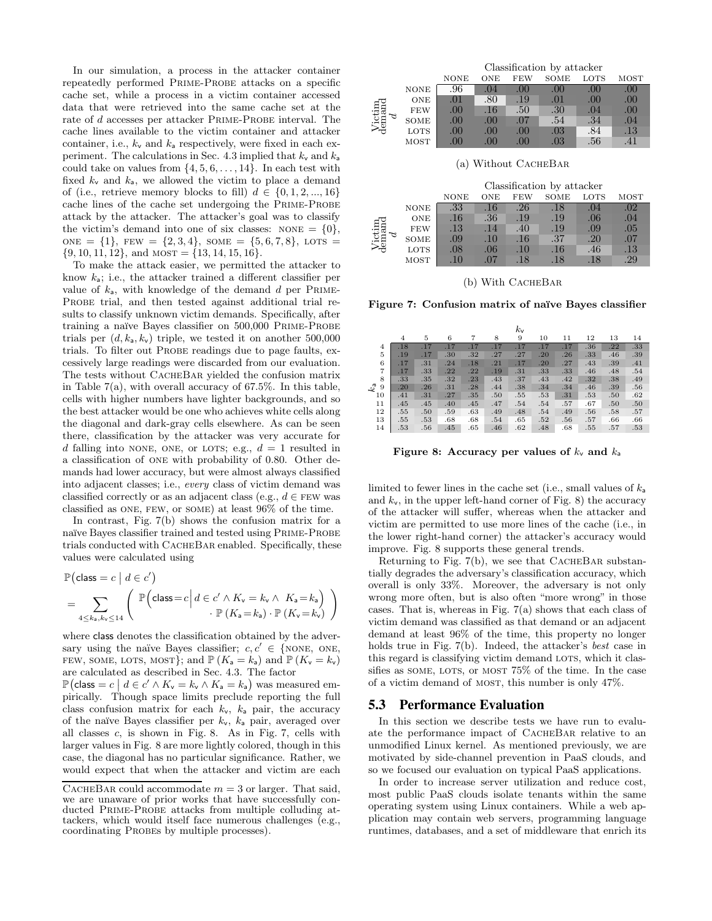In our simulation, a process in the attacker container repeatedly performed Prime-Probe attacks on a specific cache set, while a process in a victim container accessed data that were retrieved into the same cache set at the rate of $d$ accesses per attacker Prime-Probe interval. The cache lines available to the victim container and attacker container, i.e., $k_v$ and $k_a$ respectively, were fixed in each experiment. The calculations in Sec. 4.3 implied that $k_v$ and $k_a$ could take on values from $\{4, 5, 6, \ldots, 14\}$. In each test with fixed $k_v$ and $k_a$, we allowed the victim to place a demand of (i.e., retrieve memory blocks to fill) $d \in \{0, 1, 2, ..., 16\}$ cache lines of the cache set undergoing the Prime-Probe attack by the attacker. The attacker's goal was to classify the victim's demand into one of six classes: NONE = $\{0\}$, ONE = $\{1\}$, FEW = $\{2, 3, 4\}$, SOME = $\{5, 6, 7, 8\}$, LOTS = $\{9, 10, 11, 12\}$, and MOST = $\{13, 14, 15, 16\}$.

To make the attack easier, we permitted the attacker to know $k_a$; i.e., the attacker trained a different classifier per value of $k_a$, with knowledge of the demand $d$ per Prime-Probe trial, and then tested against additional trial results to classify unknown victim demands. Specifically, after training a naïve Bayes classifier on 500,000 Prime-Probe trials per $(d, k_a, k_v)$ triple, we tested it on another 500,000 trials. To filter out Probe readings due to page faults, excessively large readings were discarded from our evaluation. The tests without CacheBar yielded the confusion matrix in Table 7(a), with overall accuracy of 67.5%. In this table, cells with higher numbers have lighter backgrounds, and so the best attacker would be one who achieves white cells along the diagonal and dark-gray cells elsewhere. As can be seen there, classification by the attacker was very accurate for $d$ falling into NONE, ONE, or LOTS; e.g., $d = 1$ resulted in a classification of ONE with probability of 0.80. Other demands had lower accuracy, but were almost always classified into adjacent classes; i.e., *every* class of victim demand was classified correctly or as an adjacent class (e.g., $d \in$ FEW was classified as ONE, FEW, or SOME) at least 96% of the time.

In contrast, Fig. 7(b) shows the confusion matrix for a naïve Bayes classifier trained and tested using Prime-Probe trials conducted with CacheBar enabled. Specifically, these values were calculated using

$$\mathbb{P}\big(\mathsf{class} = c \mid d \in c'\big) = \sum_{4 \le k_a, k_v \le 14} \left( \begin{array}{r} \mathbb{P}\Big(\mathsf{class} = c \,\Big|\, d \in c' \wedge K_v = k_v \wedge K_a = k_a\Big) \\ \cdot\, \mathbb{P}(K_a = k_a) \cdot \mathbb{P}(K_v = k_v) \end{array} \right)$$

where $\mathsf{class}$ denotes the classification obtained by the adversary using the naïve Bayes classifier; $c, c' \in$ {NONE, ONE, FEW, SOME, LOTS, MOST}; and $\mathbb{P}(K_a = k_a)$ and $\mathbb{P}(K_v = k_v)$ are calculated as described in Sec. 4.3. The factor $\mathbb{P}\big(\mathsf{class} = c \mid d \in c' \wedge K_v = k_v \wedge K_a = k_a\big)$ was measured empirically. Though space limits preclude reporting the full class confusion matrix for each $k_v$, $k_a$ pair, the accuracy of the naïve Bayes classifier per $k_v$, $k_a$ pair, averaged over all classes $c$, is shown in Fig. 8. As in Fig. 7, cells with larger values in Fig. 8 are more lightly colored, though in this case, the diagonal has no particular significance. Rather, we would expect that when the attacker and victim are each limited to fewer lines in the cache set (i.e., small values of $k_a$ and $k_v$, in the upper left-hand corner of Fig. 8) the accuracy of the attacker will suffer, whereas when the attacker and victim are permitted to use more lines of the cache (i.e., in the lower right-hand corner) the attacker's accuracy would improve. Fig. 8 supports these general trends.

Returning to Fig. 7(b), we see that CacheBar substantially degrades the adversary's classification accuracy, which overall is only 33%. Moreover, the adversary is not only wrong more often, but is also often "more wrong" in those cases. That is, whereas in Fig. 7(a) shows that each class of victim demand was classified as that demand or an adjacent demand at least 96% of the time, this property no longer holds true in Fig. 7(b). Indeed, the attacker's *best* case in this regard is classifying victim demand LOTS, which it classifies as SOME, LOTS, or MOST 75% of the time. In the case of a victim demand of MOST, this number is only 47%.

| Victim demand $d$ \ Classification by attacker | NONE | ONE | FEW | SOME | LOTS | MOST |
|---|---|---|---|---|---|---|
| NONE | .96 | .04 | .00 | .00 | .00 | .00 |
| ONE | .01 | .80 | .19 | .01 | .00 | .00 |
| FEW | .00 | .16 | .50 | .30 | .04 | .00 |
| SOME | .00 | .00 | .07 | .54 | .34 | .04 |
| LOTS | .00 | .00 | .00 | .03 | .84 | .13 |
| MOST | .00 | .00 | .00 | .03 | .56 | .41 |

(a) Without CacheBar

| Victim demand $d$ \ Classification by attacker | NONE | ONE | FEW | SOME | LOTS | MOST |
|---|---|---|---|---|---|---|
| NONE | .33 | .16 | .26 | .18 | .04 | .02 |
| ONE | .16 | .36 | .19 | .19 | .06 | .04 |
| FEW | .13 | .14 | .40 | .19 | .09 | .05 |
| SOME | .09 | .10 | .16 | .37 | .20 | .07 |
| LOTS | .08 | .06 | .10 | .16 | .46 | .13 |
| MOST | .10 | .07 | .18 | .18 | .18 | .29 |

(b) With CacheBar

**Figure 7: Confusion matrix of naïve Bayes classifier**

| $k_a$ \ $k_v$ | 4 | 5 | 6 | 7 | 8 | 9 | 10 | 11 | 12 | 13 | 14 |
|---|---|---|---|---|---|---|---|---|---|---|---|
| 4 | .18 | .17 | .17 | .17 | .17 | .17 | .17 | .17 | .36 | .22 | .33 |
| 5 | .19 | .17 | .30 | .32 | .27 | .27 | .20 | .26 | .33 | .46 | .39 |
| 6 | .17 | .31 | .24 | .18 | .21 | .17 | .20 | .27 | .43 | .39 | .41 |
| 7 | .17 | .33 | .22 | .22 | .19 | .31 | .33 | .33 | .46 | .48 | .54 |
| 8 | .33 | .35 | .32 | .23 | .43 | .37 | .43 | .42 | .32 | .38 | .49 |
| 9 | .20 | .26 | .31 | .28 | .44 | .38 | .34 | .34 | .46 | .39 | .56 |
| 10 | .41 | .31 | .27 | .35 | .50 | .55 | .53 | .31 | .53 | .50 | .62 |
| 11 | .45 | .45 | .40 | .45 | .47 | .54 | .54 | .57 | .67 | .50 | .50 |
| 12 | .55 | .50 | .59 | .63 | .49 | .48 | .54 | .49 | .56 | .58 | .57 |
| 13 | .55 | .53 | .68 | .68 | .54 | .65 | .52 | .56 | .57 | .66 | .66 |
| 14 | .53 | .56 | .45 | .65 | .46 | .62 | .48 | .68 | .55 | .57 | .53 |

**Figure 8: Accuracy per values of $k_v$ and $k_a$**

## 5.3 Performance Evaluation

In this section we describe tests we have run to evaluate the performance impact of CacheBar relative to an unmodified Linux kernel. As mentioned previously, we are motivated by side-channel prevention in PaaS clouds, and so we focused our evaluation on typical PaaS applications.

In order to increase server utilization and reduce cost, most public PaaS clouds isolate tenants within the same operating system using Linux containers. While a web application may contain web servers, programming language runtimes, databases, and a set of middleware that enrich its

CacheBar could accommodate $m = 3$ or larger. That said, we are unaware of prior works that have successfully conducted Prime-Probe attacks from multiple colluding attackers, which would itself face numerous challenges (e.g., coordinating Probes by multiple processes).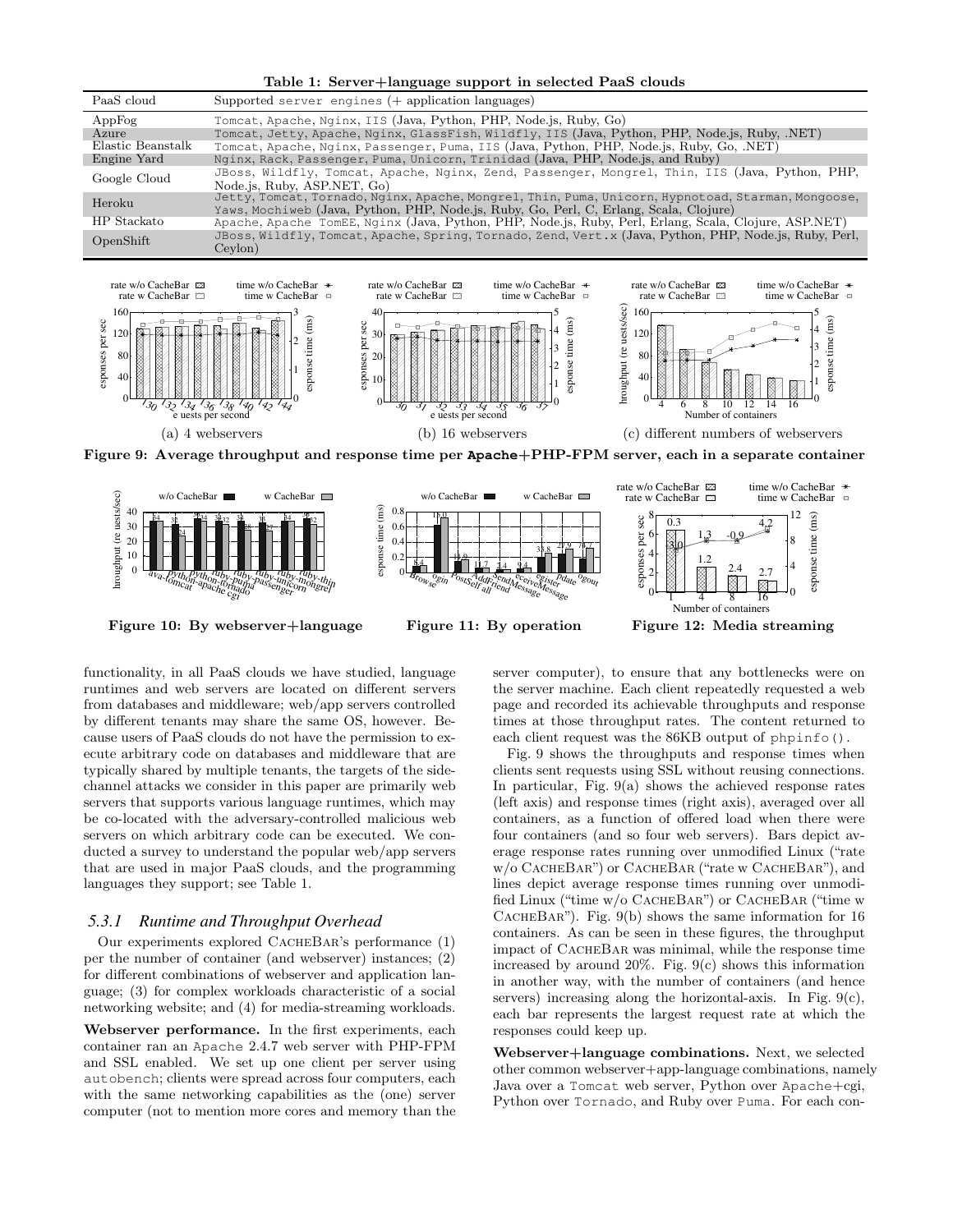**Table 1: Server+language support in selected PaaS clouds**

| PaaS cloud | Supported server engines (+ application languages) |
|---|---|
| AppFog | Tomcat, Apache, Nginx, IIS (Java, Python, PHP, Node.js, Ruby, Go) |
| Azure | Tomcat, Jetty, Apache, Nginx, GlassFish, Wildfly, IIS (Java, Python, PHP, Node.js, Ruby, .NET) |
| Elastic Beanstalk | Tomcat, Apache, Nginx, Passenger, Puma, IIS (Java, Python, PHP, Node.js, Ruby, Go, .NET) |
| Engine Yard | Nginx, Rack, Passenger, Puma, Unicorn, Trinidad (Java, PHP, Node.js, and Ruby) |
| Google Cloud | JBoss, Wildfly, Tomcat, Apache, Nginx, Zend, Passenger, Mongrel, Thin, IIS (Java, Python, PHP, Node.js, Ruby, ASP.NET, Go) |
| Heroku | Jetty, Tomcat, Tornado, Nginx, Apache, Mongrel, Thin, Puma, Unicorn, Hypnotoad, Starman, Mongoose, Yaws, Mochiweb (Java, Python, PHP, Node.js, Ruby, Go, Perl, C, Erlang, Scala, Clojure) |
| HP Stackato | Apache, Apache TomEE, Nginx (Java, Python, PHP, Node.js, Ruby, Perl, Erlang, Scala, Clojure, ASP.NET) |
| OpenShift | JBoss, Wildfly, Tomcat, Apache, Spring, Tornado, Zend, Vert.x (Java, Python, PHP, Node.js, Ruby, Perl, Ceylon) |

(a) 4 webservers

(b) 16 webservers

(c) different numbers of webservers

**Figure 9: Average throughput and response time per Apache+PHP-FPM server, each in a separate container**

**Figure 10: By webserver+language**

**Figure 11: By operation**

**Figure 12: Media streaming**

functionality, in all PaaS clouds we have studied, language runtimes and web servers are located on different servers from databases and middleware; web/app servers controlled by different tenants may share the same OS, however. Because users of PaaS clouds do not have the permission to execute arbitrary code on databases and middleware that are typically shared by multiple tenants, the targets of the side-channel attacks we consider in this paper are primarily web servers that supports various language runtimes, which may be co-located with the adversary-controlled malicious web servers on which arbitrary code can be executed. We conducted a survey to understand the popular web/app servers that are used in major PaaS clouds, and the programming languages they support; see Table 1.

### *5.3.1 Runtime and Throughput Overhead*

Our experiments explored CacheBar's performance (1) per the number of container (and webserver) instances; (2) for different combinations of webserver and application language; (3) for complex workloads characteristic of a social networking website; and (4) for media-streaming workloads.

**Webserver performance.** In the first experiments, each container ran an Apache 2.4.7 web server with PHP-FPM and SSL enabled. We set up one client per server using autobench; clients were spread across four computers, each with the same networking capabilities as the (one) server computer (not to mention more cores and memory than the server computer), to ensure that any bottlenecks were on the server machine. Each client repeatedly requested a web page and recorded its achievable throughputs and response times at those throughput rates. The content returned to each client request was the 86KB output of phpinfo().

Fig. 9 shows the throughputs and response times when clients sent requests using SSL without reusing connections. In particular, Fig. 9(a) shows the achieved response rates (left axis) and response times (right axis), averaged over all containers, as a function of offered load when there were four containers (and so four web servers). Bars depict average response rates running over unmodified Linux ("rate w/o CacheBar") or CacheBar ("rate w CacheBar"), and lines depict average response times running over unmodified Linux ("time w/o CacheBar") or CacheBar ("time w CacheBar"). Fig. 9(b) shows the same information for 16 containers. As can be seen in these figures, the throughput impact of CacheBar was minimal, while the response time increased by around 20%. Fig. 9(c) shows this information in another way, with the number of containers (and hence servers) increasing along the horizontal-axis. In Fig. 9(c), each bar represents the largest request rate at which the responses could keep up.

**Webserver+language combinations.** Next, we selected other common webserver+app-language combinations, namely Java over a Tomcat web server, Python over Apache+cgi, Python over Tornado, and Ruby over Puma. For each con-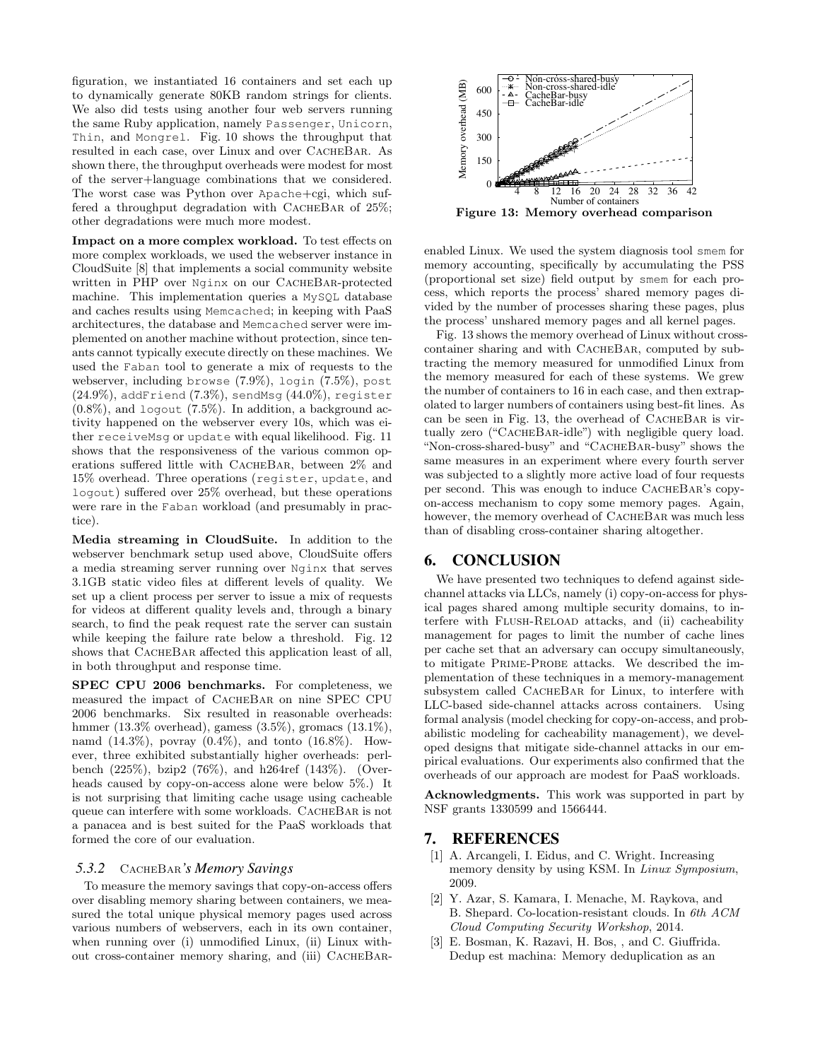figuration, we instantiated 16 containers and set each up to dynamically generate 80KB random strings for clients. We also did tests using another four web servers running the same Ruby application, namely `Passenger`, `Unicorn`, `Thin`, and `Mongrel`. Fig. 10 shows the throughput that resulted in each case, over Linux and over CacheBar. As shown there, the throughput overheads were modest for most of the server+language combinations that we considered. The worst case was Python over `Apache+cgi`, which suffered a throughput degradation with CacheBar of 25%; other degradations were much more modest.

**Impact on a more complex workload.** To test effects on more complex workloads, we used the webserver instance in CloudSuite [8] that implements a social community website written in PHP over `Nginx` on our CacheBar-protected machine. This implementation queries a `MySQL` database and caches results using `Memcached`; in keeping with PaaS architectures, the database and `Memcached` server were implemented on another machine without protection, since tenants cannot typically execute directly on these machines. We used the `Faban` tool to generate a mix of requests to the webserver, including `browse` (7.9%), `login` (7.5%), `post` (24.9%), `addFriend` (7.3%), `sendMsg` (44.0%), `register` (0.8%), and `logout` (7.5%). In addition, a background activity happened on the webserver every 10s, which was either `receiveMsg` or `update` with equal likelihood. Fig. 11 shows that the responsiveness of the various common operations suffered little with CacheBar, between 2% and 15% overhead. Three operations (`register`, `update`, and `logout`) suffered over 25% overhead, but these operations were rare in the `Faban` workload (and presumably in practice).

**Media streaming in CloudSuite.** In addition to the webserver benchmark setup used above, CloudSuite offers a media streaming server running over `Nginx` that serves 3.1GB static video files at different levels of quality. We set up a client process per server to issue a mix of requests for videos at different quality levels and, through a binary search, to find the peak request rate the server can sustain while keeping the failure rate below a threshold. Fig. 12 shows that CacheBar affected this application least of all, in both throughput and response time.

**SPEC CPU 2006 benchmarks.** For completeness, we measured the impact of CacheBar on nine SPEC CPU 2006 benchmarks. Six resulted in reasonable overheads: hmmer (13.3% overhead), gamess (3.5%), gromacs (13.1%), namd (14.3%), povray (0.4%), and tonto (16.8%). However, three exhibited substantially higher overheads: perlbench (225%), bzip2 (76%), and h264ref (143%). (Overheads caused by copy-on-access alone were below 5%.) It is not surprising that limiting cache usage using cacheable queue can interfere with some workloads. CacheBar is not a panacea and is best suited for the PaaS workloads that formed the core of our evaluation.

#### 5.3.2 CacheBar's Memory Savings

To measure the memory savings that copy-on-access offers over disabling memory sharing between containers, we measured the total unique physical memory pages used across various numbers of webservers, each in its own container, when running over (i) unmodified Linux, (ii) Linux without cross-container memory sharing, and (iii) CacheBar-enabled Linux. We used the system diagnosis tool `smem` for memory accounting, specifically by accumulating the PSS (proportional set size) field output by `smem` for each process, which reports the process' shared memory pages divided by the number of processes sharing these pages, plus the process' unshared memory pages and all kernel pages.

**Figure 13: Memory overhead comparison**

Fig. 13 shows the memory overhead of Linux without cross-container sharing and with CacheBar, computed by subtracting the memory measured for unmodified Linux from the memory measured for each of these systems. We grew the number of containers to 16 in each case, and then extrapolated to larger numbers of containers using best-fit lines. As can be seen in Fig. 13, the overhead of CacheBar is virtually zero ("CacheBar-idle") with negligible query load. "Non-cross-shared-busy" and "CacheBar-busy" shows the same measures in an experiment where every fourth server was subjected to a slightly more active load of four requests per second. This was enough to induce CacheBar's copy-on-access mechanism to copy some memory pages. Again, however, the memory overhead of CacheBar was much less than of disabling cross-container sharing altogether.

## 6. CONCLUSION

We have presented two techniques to defend against side-channel attacks via LLCs, namely (i) copy-on-access for physical pages shared among multiple security domains, to interfere with Flush-Reload attacks, and (ii) cacheability management for pages to limit the number of cache lines per cache set that an adversary can occupy simultaneously, to mitigate Prime-Probe attacks. We described the implementation of these techniques in a memory-management subsystem called CacheBar for Linux, to interfere with LLC-based side-channel attacks across containers. Using formal analysis (model checking for copy-on-access, and probabilistic modeling for cacheability management), we developed designs that mitigate side-channel attacks in our empirical evaluations. Our experiments also confirmed that the overheads of our approach are modest for PaaS workloads.

**Acknowledgments.** This work was supported in part by NSF grants 1330599 and 1566444.

## 7. REFERENCES

[1] A. Arcangeli, I. Eidus, and C. Wright. Increasing memory density by using KSM. In *Linux Symposium*, 2009.

[2] Y. Azar, S. Kamara, I. Menache, M. Raykova, and B. Shepard. Co-location-resistant clouds. In *6th ACM Cloud Computing Security Workshop*, 2014.

[3] E. Bosman, K. Razavi, H. Bos, , and C. Giuffrida. Dedup est machina: Memory deduplication as an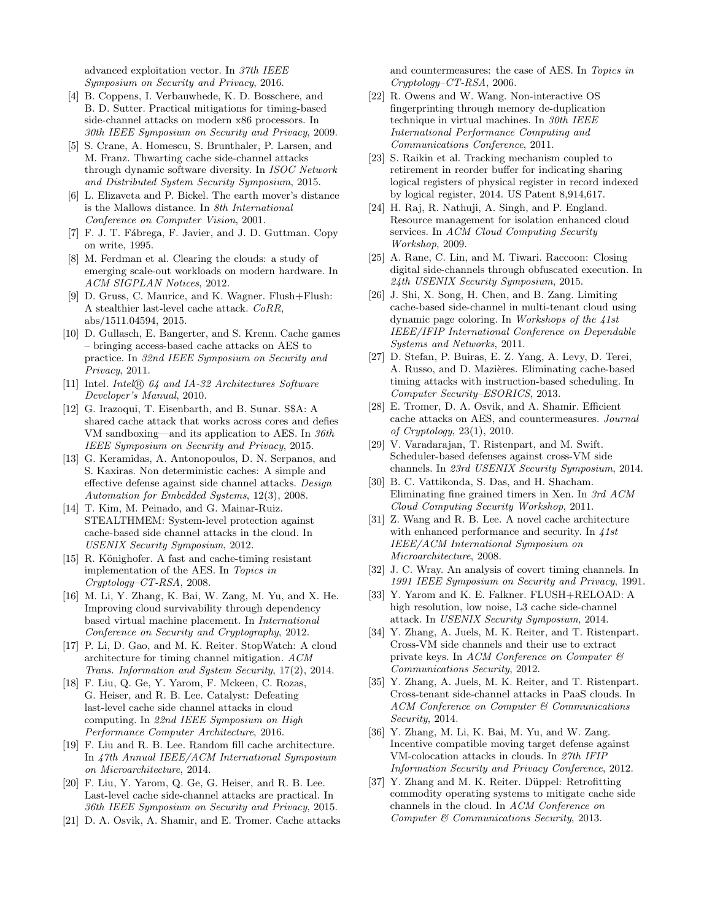advanced exploitation vector. In *37th IEEE Symposium on Security and Privacy*, 2016.

[4] B. Coppens, I. Verbauwhede, K. D. Bosschere, and B. D. Sutter. Practical mitigations for timing-based side-channel attacks on modern x86 processors. In *30th IEEE Symposium on Security and Privacy*, 2009.

[5] S. Crane, A. Homescu, S. Brunthaler, P. Larsen, and M. Franz. Thwarting cache side-channel attacks through dynamic software diversity. In *ISOC Network and Distributed System Security Symposium*, 2015.

[6] L. Elizaveta and P. Bickel. The earth mover's distance is the Mallows distance. In *8th International Conference on Computer Vision*, 2001.

[7] F. J. T. Fábrega, F. Javier, and J. D. Guttman. Copy on write, 1995.

[8] M. Ferdman et al. Clearing the clouds: a study of emerging scale-out workloads on modern hardware. In *ACM SIGPLAN Notices*, 2012.

[9] D. Gruss, C. Maurice, and K. Wagner. Flush+Flush: A stealthier last-level cache attack. *CoRR*, abs/1511.04594, 2015.

[10] D. Gullasch, E. Bangerter, and S. Krenn. Cache games – bringing access-based cache attacks on AES to practice. In *32nd IEEE Symposium on Security and Privacy*, 2011.

[11] Intel. *Intel® 64 and IA-32 Architectures Software Developer's Manual*, 2010.

[12] G. Irazoqui, T. Eisenbarth, and B. Sunar. S$A: A shared cache attack that works across cores and defies VM sandboxing—and its application to AES. In *36th IEEE Symposium on Security and Privacy*, 2015.

[13] G. Keramidas, A. Antonopoulos, D. N. Serpanos, and S. Kaxiras. Non deterministic caches: A simple and effective defense against side channel attacks. *Design Automation for Embedded Systems*, 12(3), 2008.

[14] T. Kim, M. Peinado, and G. Mainar-Ruiz. STEALTHMEM: System-level protection against cache-based side channel attacks in the cloud. In *USENIX Security Symposium*, 2012.

[15] R. Könighofer. A fast and cache-timing resistant implementation of the AES. In *Topics in Cryptology–CT-RSA*, 2008.

[16] M. Li, Y. Zhang, K. Bai, W. Zang, M. Yu, and X. He. Improving cloud survivability through dependency based virtual machine placement. In *International Conference on Security and Cryptography*, 2012.

[17] P. Li, D. Gao, and M. K. Reiter. StopWatch: A cloud architecture for timing channel mitigation. *ACM Trans. Information and System Security*, 17(2), 2014.

[18] F. Liu, Q. Ge, Y. Yarom, F. Mckeen, C. Rozas, G. Heiser, and R. B. Lee. Catalyst: Defeating last-level cache side channel attacks in cloud computing. In *22nd IEEE Symposium on High Performance Computer Architecture*, 2016.

[19] F. Liu and R. B. Lee. Random fill cache architecture. In *47th Annual IEEE/ACM International Symposium on Microarchitecture*, 2014.

[20] F. Liu, Y. Yarom, Q. Ge, G. Heiser, and R. B. Lee. Last-level cache side-channel attacks are practical. In *36th IEEE Symposium on Security and Privacy*, 2015.

[21] D. A. Osvik, A. Shamir, and E. Tromer. Cache attacks and countermeasures: the case of AES. In *Topics in Cryptology–CT-RSA*, 2006.

[22] R. Owens and W. Wang. Non-interactive OS fingerprinting through memory de-duplication technique in virtual machines. In *30th IEEE International Performance Computing and Communications Conference*, 2011.

[23] S. Raikin et al. Tracking mechanism coupled to retirement in reorder buffer for indicating sharing logical registers of physical register in record indexed by logical register, 2014. US Patent 8,914,617.

[24] H. Raj, R. Nathuji, A. Singh, and P. England. Resource management for isolation enhanced cloud services. In *ACM Cloud Computing Security Workshop*, 2009.

[25] A. Rane, C. Lin, and M. Tiwari. Raccoon: Closing digital side-channels through obfuscated execution. In *24th USENIX Security Symposium*, 2015.

[26] J. Shi, X. Song, H. Chen, and B. Zang. Limiting cache-based side-channel in multi-tenant cloud using dynamic page coloring. In *Workshops of the 41st IEEE/IFIP International Conference on Dependable Systems and Networks*, 2011.

[27] D. Stefan, P. Buiras, E. Z. Yang, A. Levy, D. Terei, A. Russo, and D. Mazières. Eliminating cache-based timing attacks with instruction-based scheduling. In *Computer Security–ESORICS*, 2013.

[28] E. Tromer, D. A. Osvik, and A. Shamir. Efficient cache attacks on AES, and countermeasures. *Journal of Cryptology*, 23(1), 2010.

[29] V. Varadarajan, T. Ristenpart, and M. Swift. Scheduler-based defenses against cross-VM side channels. In *23rd USENIX Security Symposium*, 2014.

[30] B. C. Vattikonda, S. Das, and H. Shacham. Eliminating fine grained timers in Xen. In *3rd ACM Cloud Computing Security Workshop*, 2011.

[31] Z. Wang and R. B. Lee. A novel cache architecture with enhanced performance and security. In *41st IEEE/ACM International Symposium on Microarchitecture*, 2008.

[32] J. C. Wray. An analysis of covert timing channels. In *1991 IEEE Symposium on Security and Privacy*, 1991.

[33] Y. Yarom and K. E. Falkner. FLUSH+RELOAD: A high resolution, low noise, L3 cache side-channel attack. In *USENIX Security Symposium*, 2014.

[34] Y. Zhang, A. Juels, M. K. Reiter, and T. Ristenpart. Cross-VM side channels and their use to extract private keys. In *ACM Conference on Computer & Communications Security*, 2012.

[35] Y. Zhang, A. Juels, M. K. Reiter, and T. Ristenpart. Cross-tenant side-channel attacks in PaaS clouds. In *ACM Conference on Computer & Communications Security*, 2014.

[36] Y. Zhang, M. Li, K. Bai, M. Yu, and W. Zang. Incentive compatible moving target defense against VM-colocation attacks in clouds. In *27th IFIP Information Security and Privacy Conference*, 2012.

[37] Y. Zhang and M. K. Reiter. Düppel: Retrofitting commodity operating systems to mitigate cache side channels in the cloud. In *ACM Conference on Computer & Communications Security*, 2013.